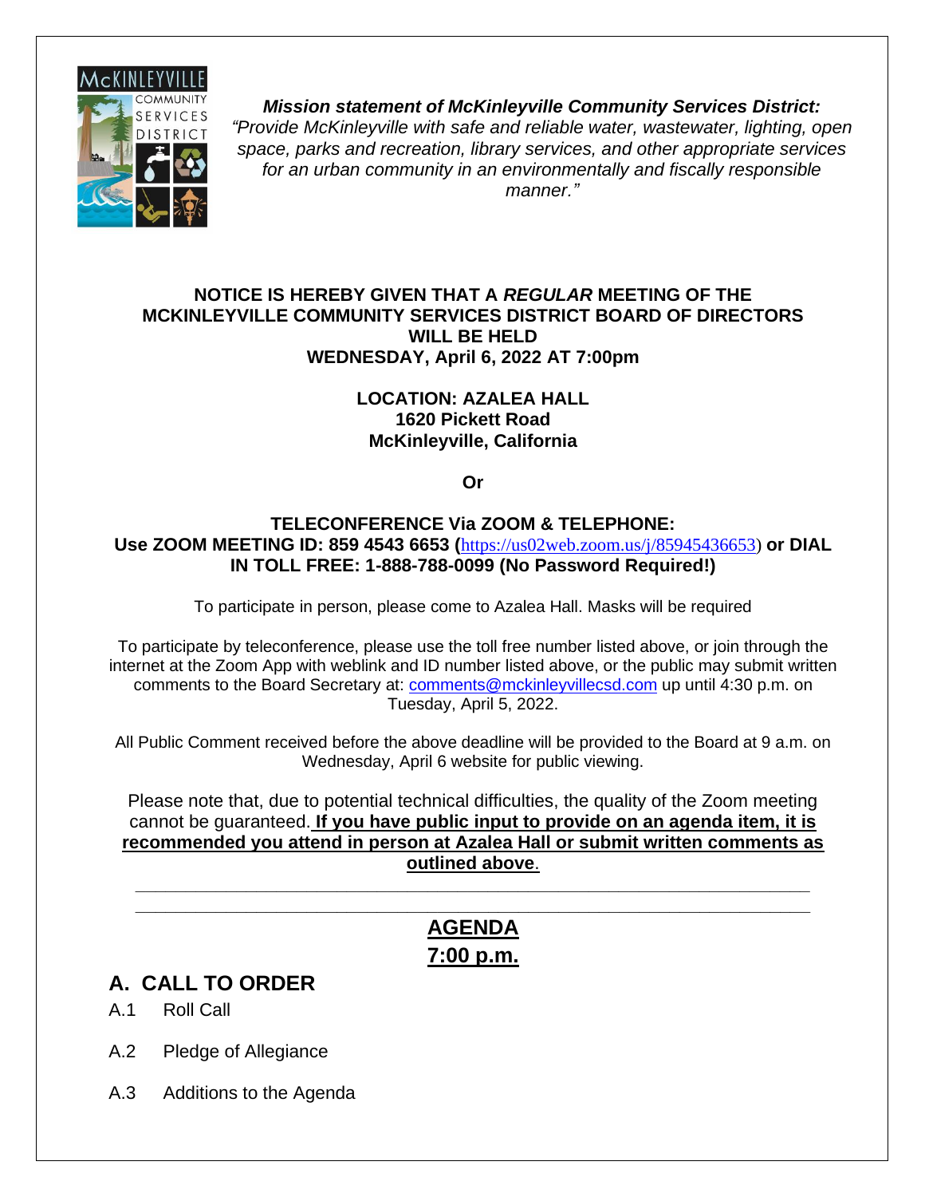McKINLEYVILLE COMMUNITY SERVICES DISTRICT

***Mission statement of McKinleyville Community Services District:***
*"Provide McKinleyville with safe and reliable water, wastewater, lighting, open space, parks and recreation, library services, and other appropriate services for an urban community in an environmentally and fiscally responsible manner."*

**NOTICE IS HEREBY GIVEN THAT A *REGULAR* MEETING OF THE MCKINLEYVILLE COMMUNITY SERVICES DISTRICT BOARD OF DIRECTORS WILL BE HELD WEDNESDAY, April 6, 2022 AT 7:00pm**

**LOCATION: AZALEA HALL**
**1620 Pickett Road**
**McKinleyville, California**

**Or**

**TELECONFERENCE Via ZOOM & TELEPHONE:**
**Use ZOOM MEETING ID: 859 4543 6653 (**https://us02web.zoom.us/j/85945436653**) or DIAL IN TOLL FREE: 1-888-788-0099 (No Password Required!)**

To participate in person, please come to Azalea Hall. Masks will be required

To participate by teleconference, please use the toll free number listed above, or join through the internet at the Zoom App with weblink and ID number listed above, or the public may submit written comments to the Board Secretary at: comments@mckinleyvillecsd.com up until 4:30 p.m. on Tuesday, April 5, 2022.

All Public Comment received before the above deadline will be provided to the Board at 9 a.m. on Wednesday, April 6 website for public viewing.

Please note that, due to potential technical difficulties, the quality of the Zoom meeting cannot be guaranteed. **If you have public input to provide on an agenda item, it is recommended you attend in person at Azalea Hall or submit written comments as outlined above**.

---

## AGENDA
## 7:00 p.m.

## A. CALL TO ORDER

A.1 Roll Call

A.2 Pledge of Allegiance

A.3 Additions to the Agenda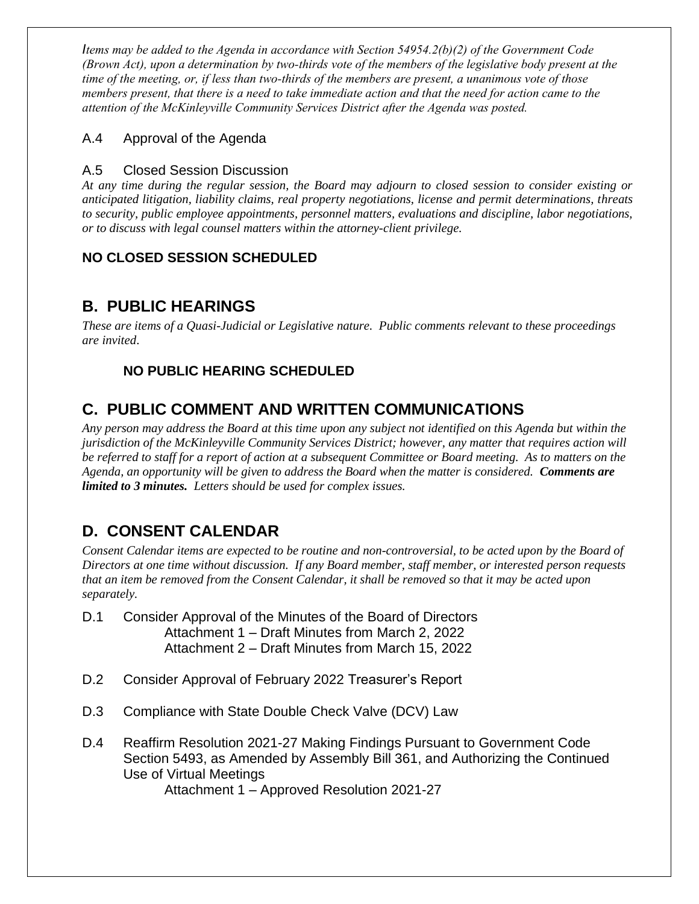*Items may be added to the Agenda in accordance with Section 54954.2(b)(2) of the Government Code (Brown Act), upon a determination by two-thirds vote of the members of the legislative body present at the time of the meeting, or, if less than two-thirds of the members are present, a unanimous vote of those members present, that there is a need to take immediate action and that the need for action came to the attention of the McKinleyville Community Services District after the Agenda was posted.*

A.4 Approval of the Agenda

A.5 Closed Session Discussion

*At any time during the regular session, the Board may adjourn to closed session to consider existing or anticipated litigation, liability claims, real property negotiations, license and permit determinations, threats to security, public employee appointments, personnel matters, evaluations and discipline, labor negotiations, or to discuss with legal counsel matters within the attorney-client privilege.*

**NO CLOSED SESSION SCHEDULED**

## B. PUBLIC HEARINGS

*These are items of a Quasi-Judicial or Legislative nature. Public comments relevant to these proceedings are invited.*

**NO PUBLIC HEARING SCHEDULED**

## C. PUBLIC COMMENT AND WRITTEN COMMUNICATIONS

*Any person may address the Board at this time upon any subject not identified on this Agenda but within the jurisdiction of the McKinleyville Community Services District; however, any matter that requires action will be referred to staff for a report of action at a subsequent Committee or Board meeting. As to matters on the Agenda, an opportunity will be given to address the Board when the matter is considered.* ***Comments are limited to 3 minutes.*** *Letters should be used for complex issues.*

## D. CONSENT CALENDAR

*Consent Calendar items are expected to be routine and non-controversial, to be acted upon by the Board of Directors at one time without discussion. If any Board member, staff member, or interested person requests that an item be removed from the Consent Calendar, it shall be removed so that it may be acted upon separately.*

D.1 Consider Approval of the Minutes of the Board of Directors
  Attachment 1 – Draft Minutes from March 2, 2022
  Attachment 2 – Draft Minutes from March 15, 2022

D.2 Consider Approval of February 2022 Treasurer's Report

D.3 Compliance with State Double Check Valve (DCV) Law

D.4 Reaffirm Resolution 2021-27 Making Findings Pursuant to Government Code Section 5493, as Amended by Assembly Bill 361, and Authorizing the Continued Use of Virtual Meetings
  Attachment 1 – Approved Resolution 2021-27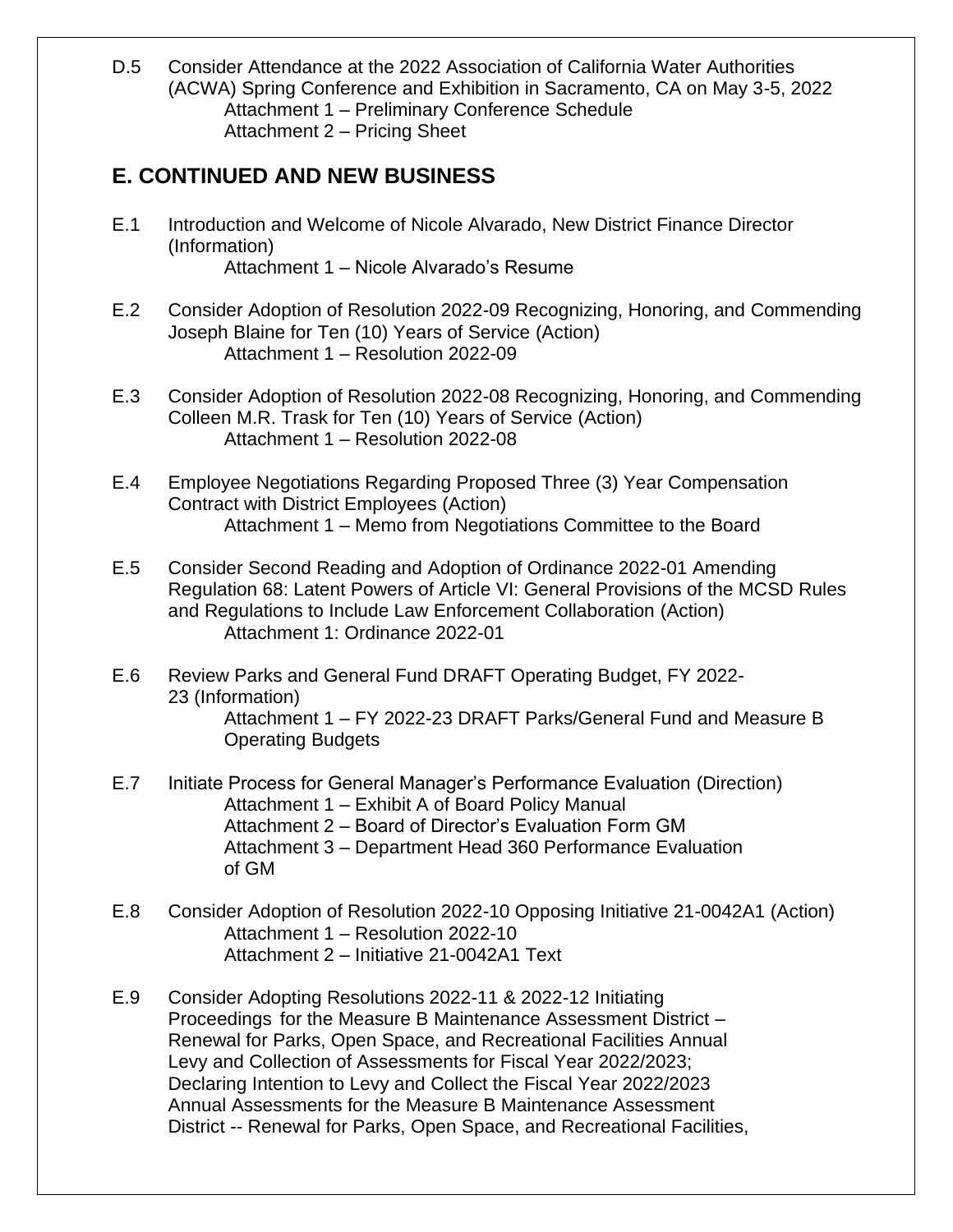D.5 Consider Attendance at the 2022 Association of California Water Authorities (ACWA) Spring Conference and Exhibition in Sacramento, CA on May 3-5, 2022
Attachment 1 – Preliminary Conference Schedule
Attachment 2 – Pricing Sheet

## E. CONTINUED AND NEW BUSINESS

E.1 Introduction and Welcome of Nicole Alvarado, New District Finance Director (Information)
Attachment 1 – Nicole Alvarado's Resume

E.2 Consider Adoption of Resolution 2022-09 Recognizing, Honoring, and Commending Joseph Blaine for Ten (10) Years of Service (Action)
Attachment 1 – Resolution 2022-09

E.3 Consider Adoption of Resolution 2022-08 Recognizing, Honoring, and Commending Colleen M.R. Trask for Ten (10) Years of Service (Action)
Attachment 1 – Resolution 2022-08

E.4 Employee Negotiations Regarding Proposed Three (3) Year Compensation Contract with District Employees (Action)
Attachment 1 – Memo from Negotiations Committee to the Board

E.5 Consider Second Reading and Adoption of Ordinance 2022-01 Amending Regulation 68: Latent Powers of Article VI: General Provisions of the MCSD Rules and Regulations to Include Law Enforcement Collaboration (Action)
Attachment 1: Ordinance 2022-01

E.6 Review Parks and General Fund DRAFT Operating Budget, FY 2022-23 (Information)
Attachment 1 – FY 2022-23 DRAFT Parks/General Fund and Measure B Operating Budgets

E.7 Initiate Process for General Manager's Performance Evaluation (Direction)
Attachment 1 – Exhibit A of Board Policy Manual
Attachment 2 – Board of Director's Evaluation Form GM
Attachment 3 – Department Head 360 Performance Evaluation of GM

E.8 Consider Adoption of Resolution 2022-10 Opposing Initiative 21-0042A1 (Action)
Attachment 1 – Resolution 2022-10
Attachment 2 – Initiative 21-0042A1 Text

E.9 Consider Adopting Resolutions 2022-11 & 2022-12 Initiating Proceedings for the Measure B Maintenance Assessment District – Renewal for Parks, Open Space, and Recreational Facilities Annual Levy and Collection of Assessments for Fiscal Year 2022/2023; Declaring Intention to Levy and Collect the Fiscal Year 2022/2023 Annual Assessments for the Measure B Maintenance Assessment District -- Renewal for Parks, Open Space, and Recreational Facilities,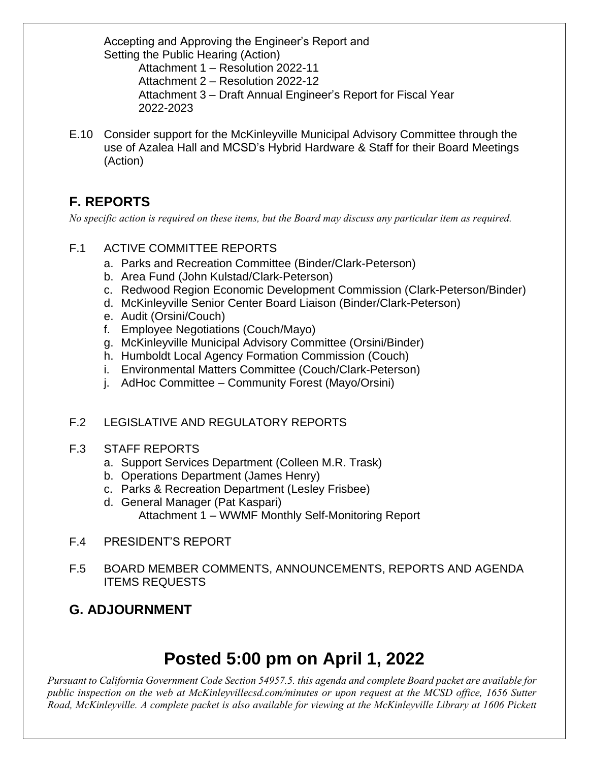Accepting and Approving the Engineer's Report and Setting the Public Hearing (Action)

Attachment 1 – Resolution 2022-11

Attachment 2 – Resolution 2022-12

Attachment 3 – Draft Annual Engineer's Report for Fiscal Year 2022-2023

E.10 Consider support for the McKinleyville Municipal Advisory Committee through the use of Azalea Hall and MCSD's Hybrid Hardware & Staff for their Board Meetings (Action)

## F. REPORTS

*No specific action is required on these items, but the Board may discuss any particular item as required.*

F.1 ACTIVE COMMITTEE REPORTS

a. Parks and Recreation Committee (Binder/Clark-Peterson)
b. Area Fund (John Kulstad/Clark-Peterson)
c. Redwood Region Economic Development Commission (Clark-Peterson/Binder)
d. McKinleyville Senior Center Board Liaison (Binder/Clark-Peterson)
e. Audit (Orsini/Couch)
f. Employee Negotiations (Couch/Mayo)
g. McKinleyville Municipal Advisory Committee (Orsini/Binder)
h. Humboldt Local Agency Formation Commission (Couch)
i. Environmental Matters Committee (Couch/Clark-Peterson)
j. AdHoc Committee – Community Forest (Mayo/Orsini)

F.2 LEGISLATIVE AND REGULATORY REPORTS

F.3 STAFF REPORTS

a. Support Services Department (Colleen M.R. Trask)
b. Operations Department (James Henry)
c. Parks & Recreation Department (Lesley Frisbee)
d. General Manager (Pat Kaspari)
   Attachment 1 – WWMF Monthly Self-Monitoring Report

F.4 PRESIDENT'S REPORT

F.5 BOARD MEMBER COMMENTS, ANNOUNCEMENTS, REPORTS AND AGENDA ITEMS REQUESTS

## G. ADJOURNMENT

# Posted 5:00 pm on April 1, 2022

*Pursuant to California Government Code Section 54957.5. this agenda and complete Board packet are available for public inspection on the web at McKinleyvillecsd.com/minutes or upon request at the MCSD office, 1656 Sutter Road, McKinleyville. A complete packet is also available for viewing at the McKinleyville Library at 1606 Pickett*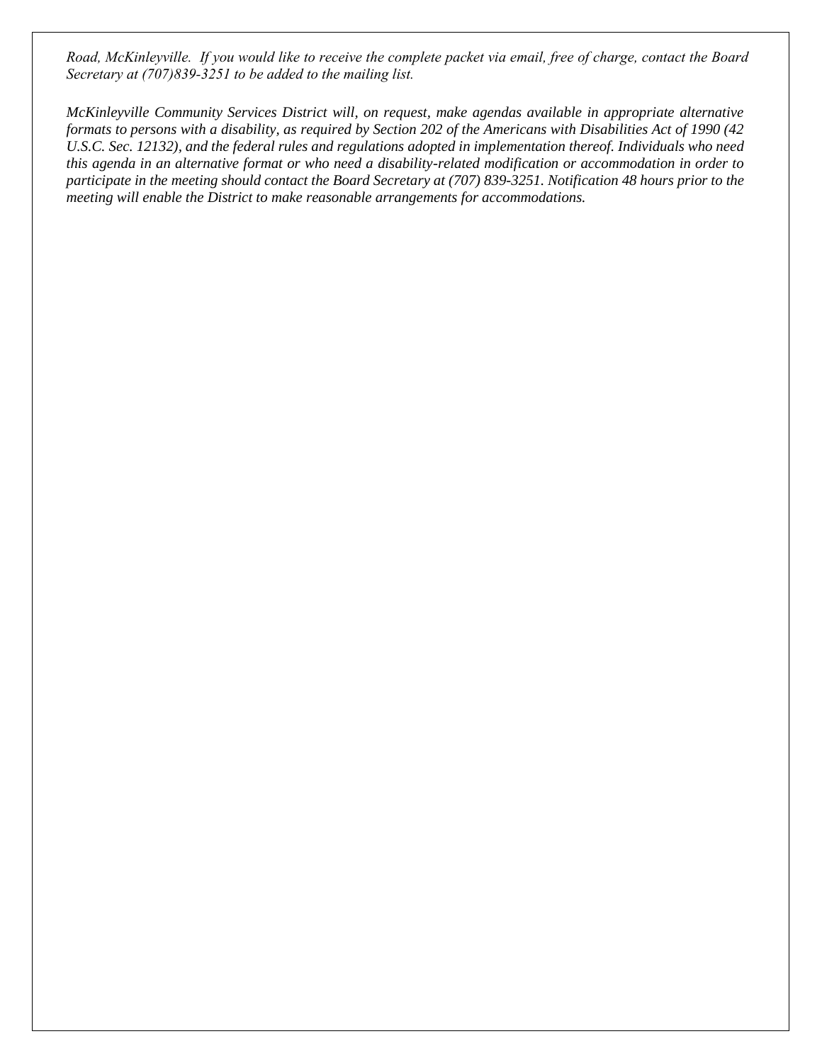*Road, McKinleyville. If you would like to receive the complete packet via email, free of charge, contact the Board Secretary at (707)839-3251 to be added to the mailing list.*

*McKinleyville Community Services District will, on request, make agendas available in appropriate alternative formats to persons with a disability, as required by Section 202 of the Americans with Disabilities Act of 1990 (42 U.S.C. Sec. 12132), and the federal rules and regulations adopted in implementation thereof. Individuals who need this agenda in an alternative format or who need a disability-related modification or accommodation in order to participate in the meeting should contact the Board Secretary at (707) 839-3251. Notification 48 hours prior to the meeting will enable the District to make reasonable arrangements for accommodations.*